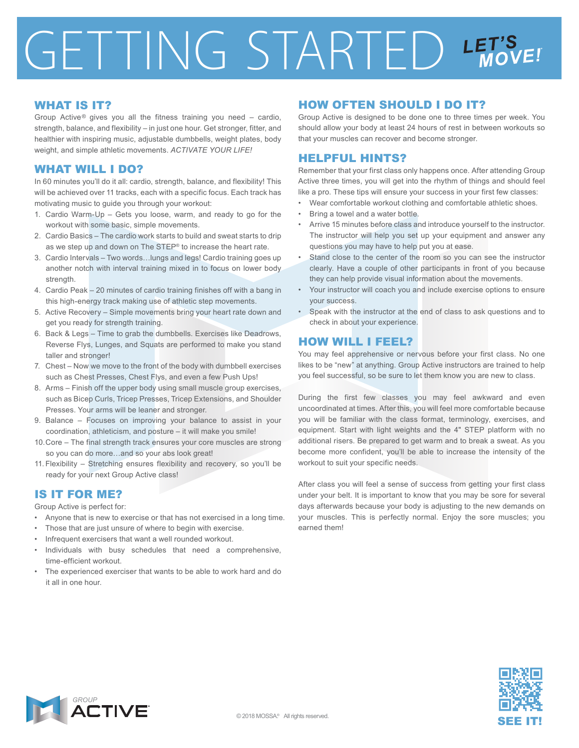# GETTING STARTED LET'S MOVE!

## WHAT IS IT?

Group Active® gives you all the fitness training you need – cardio, strength, balance, and flexibility – in just one hour. Get stronger, fitter, and healthier with inspiring music, adjustable dumbbells, weight plates, body weight, and simple athletic movements. *ACTIVATE YOUR LIFE!*

## WHAT WILL I DO?

In 60 minutes you'll do it all: cardio, strength, balance, and flexibility! This will be achieved over 11 tracks, each with a specific focus. Each track has motivating music to guide you through your workout:

1. Cardio Warm-Up – Gets you loose, warm, and ready to go for the workout with some basic, simple movements.
2. Cardio Basics – The cardio work starts to build and sweat starts to drip as we step up and down on The STEP® to increase the heart rate.
3. Cardio Intervals – Two words…lungs and legs! Cardio training goes up another notch with interval training mixed in to focus on lower body strength.
4. Cardio Peak – 20 minutes of cardio training finishes off with a bang in this high-energy track making use of athletic step movements.
5. Active Recovery – Simple movements bring your heart rate down and get you ready for strength training.
6. Back & Legs – Time to grab the dumbbells. Exercises like Deadrows, Reverse Flys, Lunges, and Squats are performed to make you stand taller and stronger!
7. Chest – Now we move to the front of the body with dumbbell exercises such as Chest Presses, Chest Flys, and even a few Push Ups!
8. Arms – Finish off the upper body using small muscle group exercises, such as Bicep Curls, Tricep Presses, Tricep Extensions, and Shoulder Presses. Your arms will be leaner and stronger.
9. Balance – Focuses on improving your balance to assist in your coordination, athleticism, and posture – it will make you smile!
10. Core – The final strength track ensures your core muscles are strong so you can do more…and so your abs look great!
11. Flexibility – Stretching ensures flexibility and recovery, so you'll be ready for your next Group Active class!

## IS IT FOR ME?

Group Active is perfect for:

- Anyone that is new to exercise or that has not exercised in a long time.
- Those that are just unsure of where to begin with exercise.
- Infrequent exercisers that want a well rounded workout.
- Individuals with busy schedules that need a comprehensive, time-efficient workout.
- The experienced exerciser that wants to be able to work hard and do it all in one hour.

## HOW OFTEN SHOULD I DO IT?

Group Active is designed to be done one to three times per week. You should allow your body at least 24 hours of rest in between workouts so that your muscles can recover and become stronger.

## HELPFUL HINTS?

Remember that your first class only happens once. After attending Group Active three times, you will get into the rhythm of things and should feel like a pro. These tips will ensure your success in your first few classes:

- Wear comfortable workout clothing and comfortable athletic shoes.
- Bring a towel and a water bottle.
- Arrive 15 minutes before class and introduce yourself to the instructor. The instructor will help you set up your equipment and answer any questions you may have to help put you at ease.
- Stand close to the center of the room so you can see the instructor clearly. Have a couple of other participants in front of you because they can help provide visual information about the movements.
- Your instructor will coach you and include exercise options to ensure your success.
- Speak with the instructor at the end of class to ask questions and to check in about your experience.

## HOW WILL I FEEL?

You may feel apprehensive or nervous before your first class. No one likes to be "new" at anything. Group Active instructors are trained to help you feel successful, so be sure to let them know you are new to class.

During the first few classes you may feel awkward and even uncoordinated at times. After this, you will feel more comfortable because you will be familiar with the class format, terminology, exercises, and equipment. Start with light weights and the 4" STEP platform with no additional risers. Be prepared to get warm and to break a sweat. As you become more confident, you'll be able to increase the intensity of the workout to suit your specific needs.

After class you will feel a sense of success from getting your first class under your belt. It is important to know that you may be sore for several days afterwards because your body is adjusting to the new demands on your muscles. This is perfectly normal. Enjoy the sore muscles; you earned them!

GROUP ACTIVE

© 2018 MOSSA® All rights reserved.

SEE IT!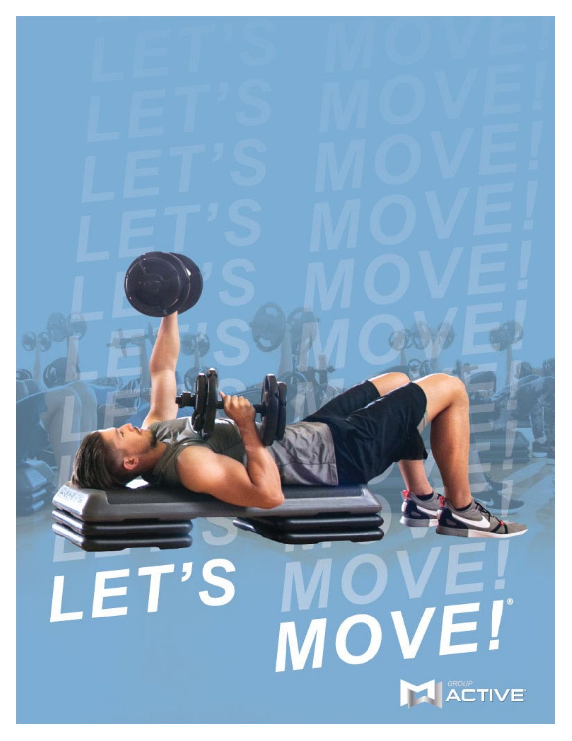LET'S MOVE!®

GROUP ACTIVE